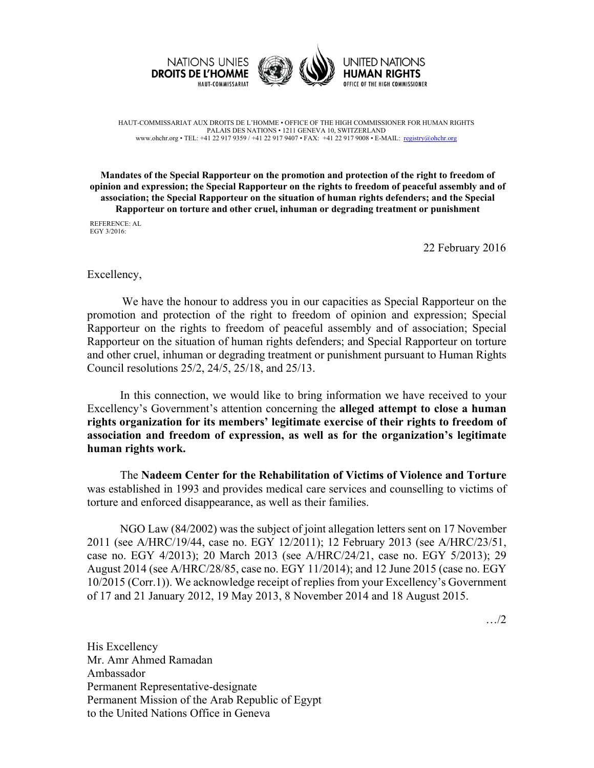NATIONS UNIES
**DROITS DE L'HOMME**
HAUT-COMMISSARIAT

UNITED NATIONS
**HUMAN RIGHTS**
OFFICE OF THE HIGH COMMISSIONER

HAUT-COMMISSARIAT AUX DROITS DE L'HOMME • OFFICE OF THE HIGH COMMISSIONER FOR HUMAN RIGHTS
PALAIS DES NATIONS • 1211 GENEVA 10, SWITZERLAND
www.ohchr.org • TEL: +41 22 917 9359 / +41 22 917 9407 • FAX: +41 22 917 9008 • E-MAIL: registry@ohchr.org

**Mandates of the Special Rapporteur on the promotion and protection of the right to freedom of opinion and expression; the Special Rapporteur on the rights to freedom of peaceful assembly and of association; the Special Rapporteur on the situation of human rights defenders; and the Special Rapporteur on torture and other cruel, inhuman or degrading treatment or punishment**

REFERENCE: AL
EGY 3/2016:

22 February 2016

Excellency,

We have the honour to address you in our capacities as Special Rapporteur on the promotion and protection of the right to freedom of opinion and expression; Special Rapporteur on the rights to freedom of peaceful assembly and of association; Special Rapporteur on the situation of human rights defenders; and Special Rapporteur on torture and other cruel, inhuman or degrading treatment or punishment pursuant to Human Rights Council resolutions 25/2, 24/5, 25/18, and 25/13.

In this connection, we would like to bring information we have received to your Excellency's Government's attention concerning the **alleged attempt to close a human rights organization for its members' legitimate exercise of their rights to freedom of association and freedom of expression, as well as for the organization's legitimate human rights work.**

The **Nadeem Center for the Rehabilitation of Victims of Violence and Torture** was established in 1993 and provides medical care services and counselling to victims of torture and enforced disappearance, as well as their families.

NGO Law (84/2002) was the subject of joint allegation letters sent on 17 November 2011 (see A/HRC/19/44, case no. EGY 12/2011); 12 February 2013 (see A/HRC/23/51, case no. EGY 4/2013); 20 March 2013 (see A/HRC/24/21, case no. EGY 5/2013); 29 August 2014 (see A/HRC/28/85, case no. EGY 11/2014); and 12 June 2015 (case no. EGY 10/2015 (Corr.1)). We acknowledge receipt of replies from your Excellency's Government of 17 and 21 January 2012, 19 May 2013, 8 November 2014 and 18 August 2015.

…/2

His Excellency
Mr. Amr Ahmed Ramadan
Ambassador
Permanent Representative-designate
Permanent Mission of the Arab Republic of Egypt
to the United Nations Office in Geneva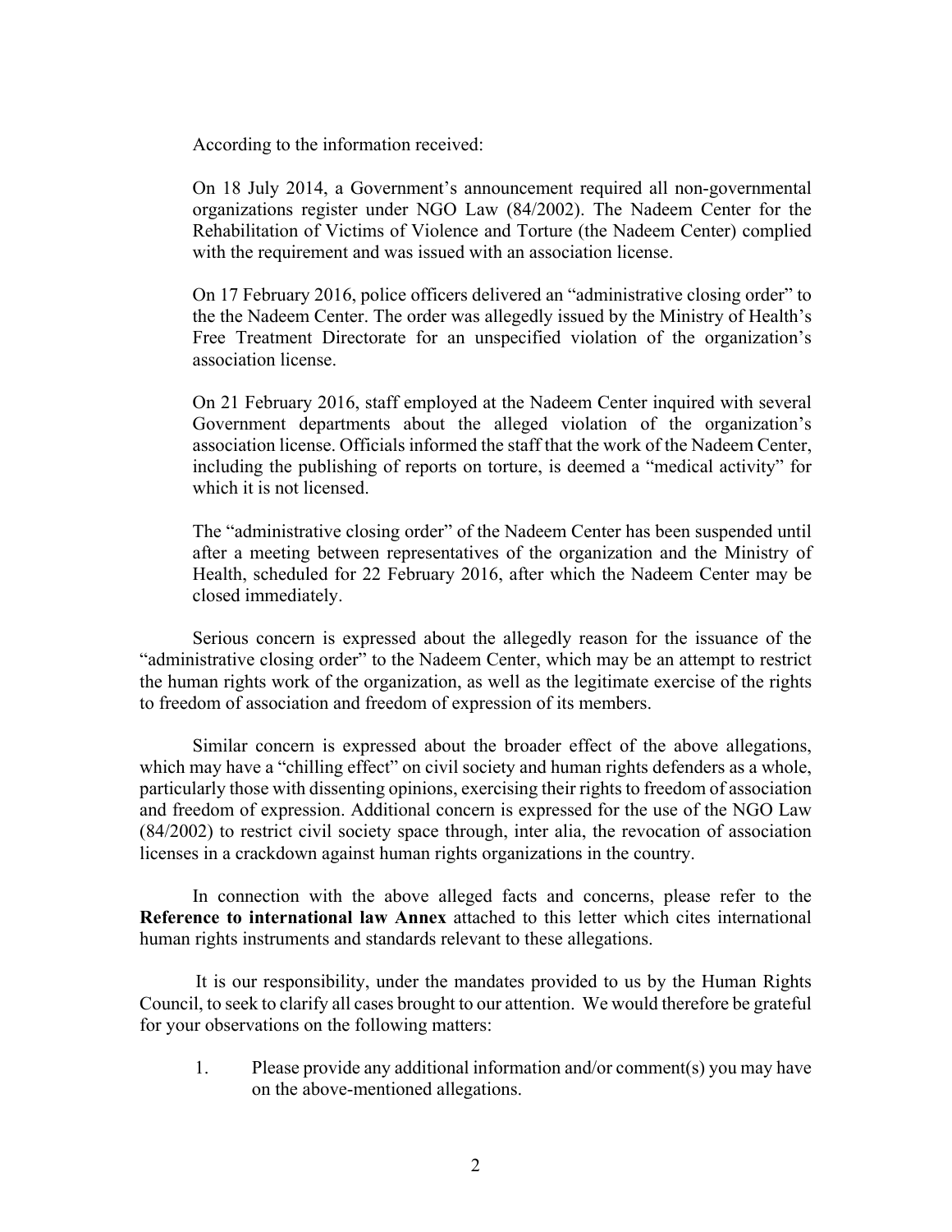According to the information received:

On 18 July 2014, a Government's announcement required all non-governmental organizations register under NGO Law (84/2002). The Nadeem Center for the Rehabilitation of Victims of Violence and Torture (the Nadeem Center) complied with the requirement and was issued with an association license.

On 17 February 2016, police officers delivered an "administrative closing order" to the the Nadeem Center. The order was allegedly issued by the Ministry of Health's Free Treatment Directorate for an unspecified violation of the organization's association license.

On 21 February 2016, staff employed at the Nadeem Center inquired with several Government departments about the alleged violation of the organization's association license. Officials informed the staff that the work of the Nadeem Center, including the publishing of reports on torture, is deemed a "medical activity" for which it is not licensed.

The "administrative closing order" of the Nadeem Center has been suspended until after a meeting between representatives of the organization and the Ministry of Health, scheduled for 22 February 2016, after which the Nadeem Center may be closed immediately.

Serious concern is expressed about the allegedly reason for the issuance of the "administrative closing order" to the Nadeem Center, which may be an attempt to restrict the human rights work of the organization, as well as the legitimate exercise of the rights to freedom of association and freedom of expression of its members.

Similar concern is expressed about the broader effect of the above allegations, which may have a "chilling effect" on civil society and human rights defenders as a whole, particularly those with dissenting opinions, exercising their rights to freedom of association and freedom of expression. Additional concern is expressed for the use of the NGO Law (84/2002) to restrict civil society space through, inter alia, the revocation of association licenses in a crackdown against human rights organizations in the country.

In connection with the above alleged facts and concerns, please refer to the **Reference to international law Annex** attached to this letter which cites international human rights instruments and standards relevant to these allegations.

It is our responsibility, under the mandates provided to us by the Human Rights Council, to seek to clarify all cases brought to our attention. We would therefore be grateful for your observations on the following matters:

1. Please provide any additional information and/or comment(s) you may have on the above-mentioned allegations.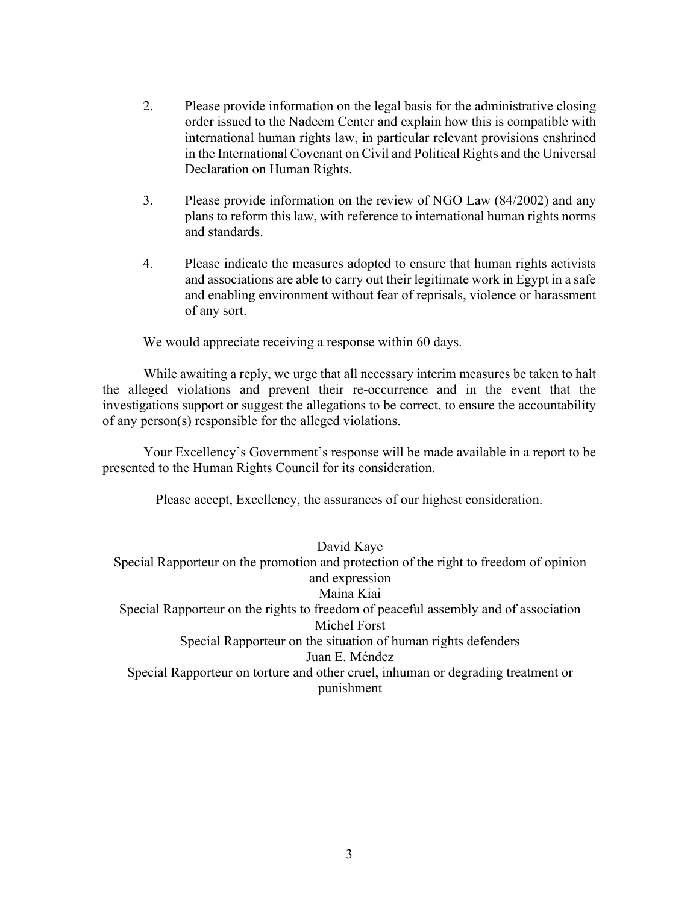2. Please provide information on the legal basis for the administrative closing order issued to the Nadeem Center and explain how this is compatible with international human rights law, in particular relevant provisions enshrined in the International Covenant on Civil and Political Rights and the Universal Declaration on Human Rights.

3. Please provide information on the review of NGO Law (84/2002) and any plans to reform this law, with reference to international human rights norms and standards.

4. Please indicate the measures adopted to ensure that human rights activists and associations are able to carry out their legitimate work in Egypt in a safe and enabling environment without fear of reprisals, violence or harassment of any sort.

We would appreciate receiving a response within 60 days.

While awaiting a reply, we urge that all necessary interim measures be taken to halt the alleged violations and prevent their re-occurrence and in the event that the investigations support or suggest the allegations to be correct, to ensure the accountability of any person(s) responsible for the alleged violations.

Your Excellency's Government's response will be made available in a report to be presented to the Human Rights Council for its consideration.

Please accept, Excellency, the assurances of our highest consideration.

David Kaye
Special Rapporteur on the promotion and protection of the right to freedom of opinion and expression

Maina Kiai
Special Rapporteur on the rights to freedom of peaceful assembly and of association

Michel Forst
Special Rapporteur on the situation of human rights defenders

Juan E. Méndez
Special Rapporteur on torture and other cruel, inhuman or degrading treatment or punishment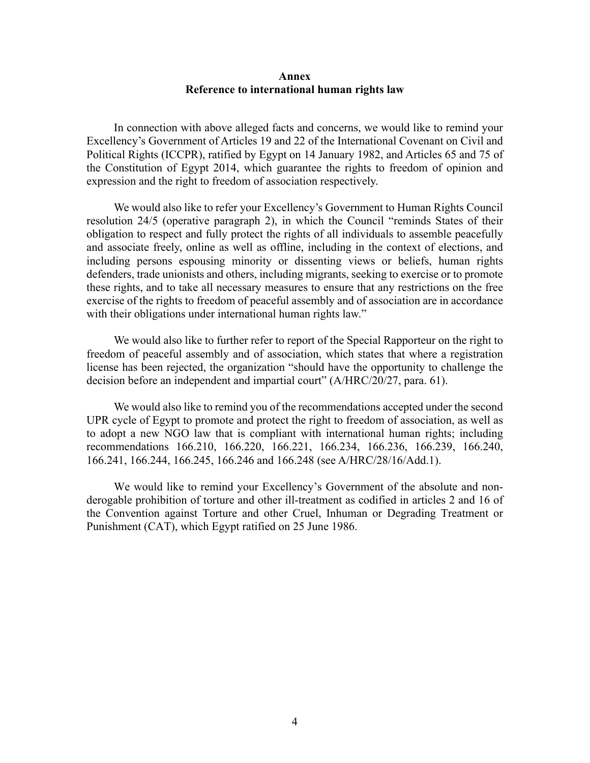**Annex**
**Reference to international human rights law**

In connection with above alleged facts and concerns, we would like to remind your Excellency's Government of Articles 19 and 22 of the International Covenant on Civil and Political Rights (ICCPR), ratified by Egypt on 14 January 1982, and Articles 65 and 75 of the Constitution of Egypt 2014, which guarantee the rights to freedom of opinion and expression and the right to freedom of association respectively.

We would also like to refer your Excellency's Government to Human Rights Council resolution 24/5 (operative paragraph 2), in which the Council "reminds States of their obligation to respect and fully protect the rights of all individuals to assemble peacefully and associate freely, online as well as offline, including in the context of elections, and including persons espousing minority or dissenting views or beliefs, human rights defenders, trade unionists and others, including migrants, seeking to exercise or to promote these rights, and to take all necessary measures to ensure that any restrictions on the free exercise of the rights to freedom of peaceful assembly and of association are in accordance with their obligations under international human rights law."

We would also like to further refer to report of the Special Rapporteur on the right to freedom of peaceful assembly and of association, which states that where a registration license has been rejected, the organization "should have the opportunity to challenge the decision before an independent and impartial court" (A/HRC/20/27, para. 61).

We would also like to remind you of the recommendations accepted under the second UPR cycle of Egypt to promote and protect the right to freedom of association, as well as to adopt a new NGO law that is compliant with international human rights; including recommendations 166.210, 166.220, 166.221, 166.234, 166.236, 166.239, 166.240, 166.241, 166.244, 166.245, 166.246 and 166.248 (see A/HRC/28/16/Add.1).

We would like to remind your Excellency's Government of the absolute and non-derogable prohibition of torture and other ill-treatment as codified in articles 2 and 16 of the Convention against Torture and other Cruel, Inhuman or Degrading Treatment or Punishment (CAT), which Egypt ratified on 25 June 1986.